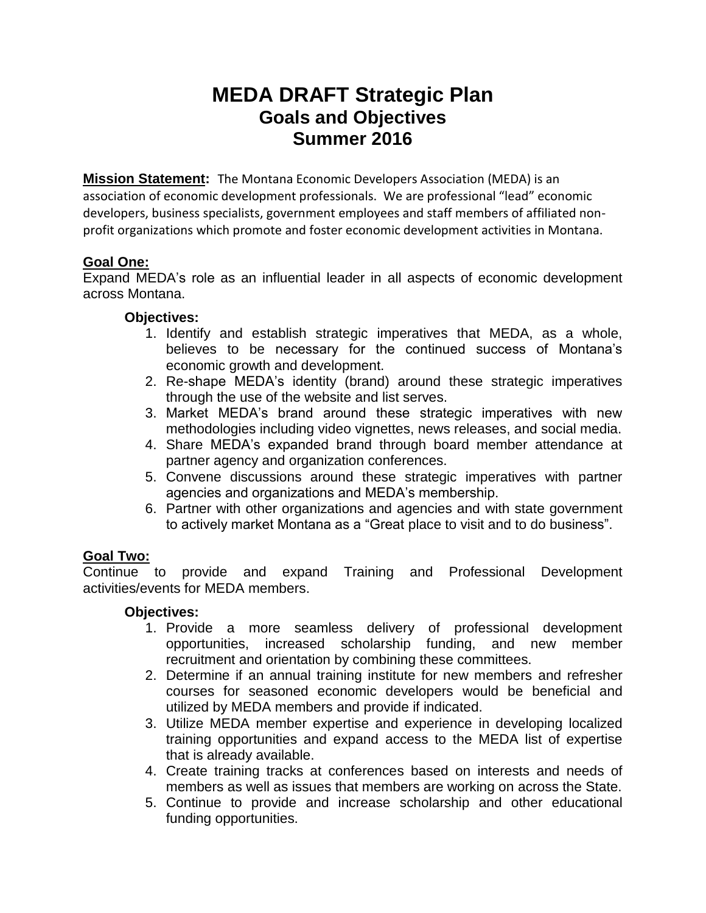# MEDA DRAFT Strategic Plan
## Goals and Objectives
## Summer 2016

**Mission Statement:** The Montana Economic Developers Association (MEDA) is an association of economic development professionals. We are professional "lead" economic developers, business specialists, government employees and staff members of affiliated non-profit organizations which promote and foster economic development activities in Montana.

### Goal One:

Expand MEDA's role as an influential leader in all aspects of economic development across Montana.

**Objectives:**

1. Identify and establish strategic imperatives that MEDA, as a whole, believes to be necessary for the continued success of Montana's economic growth and development.
2. Re-shape MEDA's identity (brand) around these strategic imperatives through the use of the website and list serves.
3. Market MEDA's brand around these strategic imperatives with new methodologies including video vignettes, news releases, and social media.
4. Share MEDA's expanded brand through board member attendance at partner agency and organization conferences.
5. Convene discussions around these strategic imperatives with partner agencies and organizations and MEDA's membership.
6. Partner with other organizations and agencies and with state government to actively market Montana as a "Great place to visit and to do business".

### Goal Two:

Continue to provide and expand Training and Professional Development activities/events for MEDA members.

**Objectives:**

1. Provide a more seamless delivery of professional development opportunities, increased scholarship funding, and new member recruitment and orientation by combining these committees.
2. Determine if an annual training institute for new members and refresher courses for seasoned economic developers would be beneficial and utilized by MEDA members and provide if indicated.
3. Utilize MEDA member expertise and experience in developing localized training opportunities and expand access to the MEDA list of expertise that is already available.
4. Create training tracks at conferences based on interests and needs of members as well as issues that members are working on across the State.
5. Continue to provide and increase scholarship and other educational funding opportunities.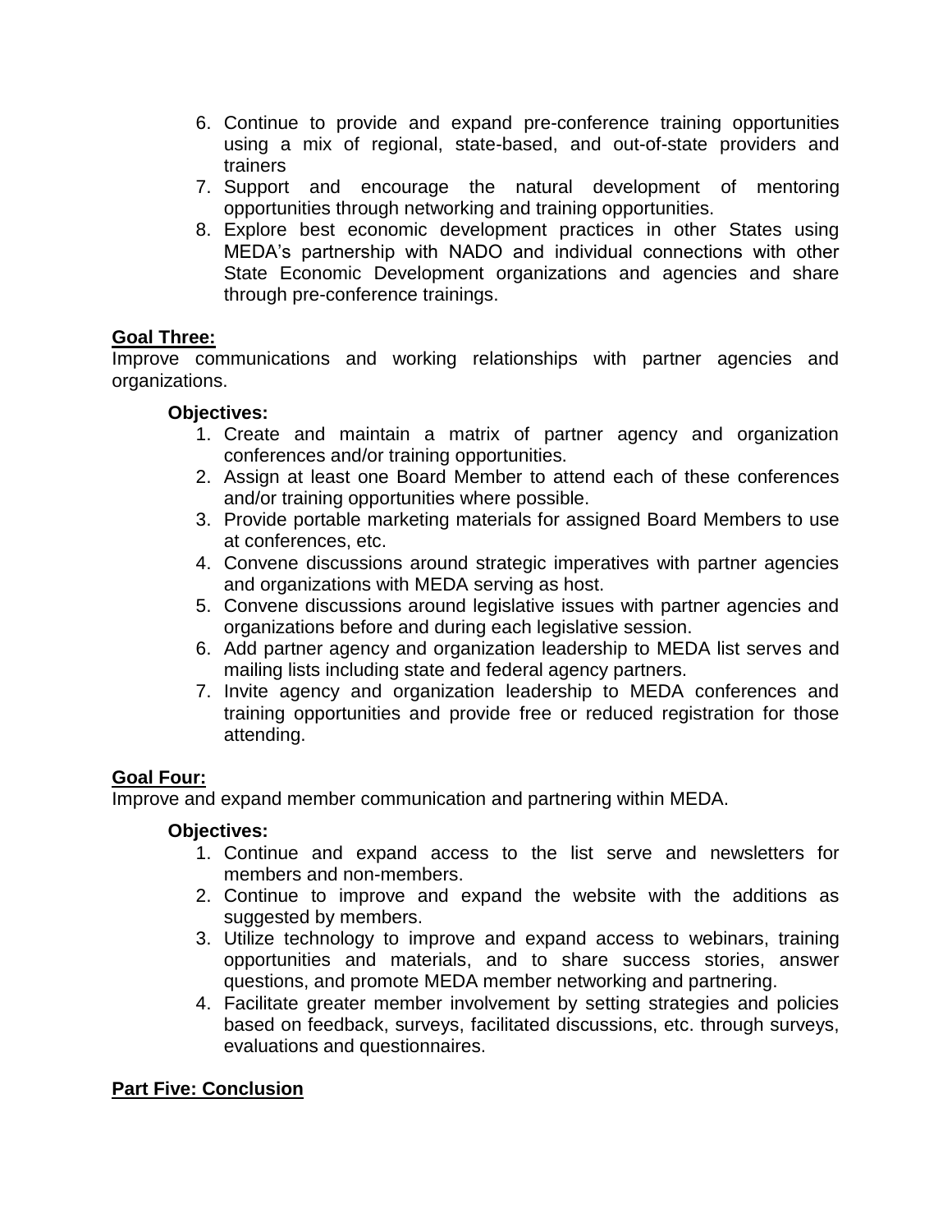6. Continue to provide and expand pre-conference training opportunities using a mix of regional, state-based, and out-of-state providers and trainers
7. Support and encourage the natural development of mentoring opportunities through networking and training opportunities.
8. Explore best economic development practices in other States using MEDA's partnership with NADO and individual connections with other State Economic Development organizations and agencies and share through pre-conference trainings.

**Goal Three:**

Improve communications and working relationships with partner agencies and organizations.

**Objectives:**

1. Create and maintain a matrix of partner agency and organization conferences and/or training opportunities.
2. Assign at least one Board Member to attend each of these conferences and/or training opportunities where possible.
3. Provide portable marketing materials for assigned Board Members to use at conferences, etc.
4. Convene discussions around strategic imperatives with partner agencies and organizations with MEDA serving as host.
5. Convene discussions around legislative issues with partner agencies and organizations before and during each legislative session.
6. Add partner agency and organization leadership to MEDA list serves and mailing lists including state and federal agency partners.
7. Invite agency and organization leadership to MEDA conferences and training opportunities and provide free or reduced registration for those attending.

**Goal Four:**

Improve and expand member communication and partnering within MEDA.

**Objectives:**

1. Continue and expand access to the list serve and newsletters for members and non-members.
2. Continue to improve and expand the website with the additions as suggested by members.
3. Utilize technology to improve and expand access to webinars, training opportunities and materials, and to share success stories, answer questions, and promote MEDA member networking and partnering.
4. Facilitate greater member involvement by setting strategies and policies based on feedback, surveys, facilitated discussions, etc. through surveys, evaluations and questionnaires.

**Part Five: Conclusion**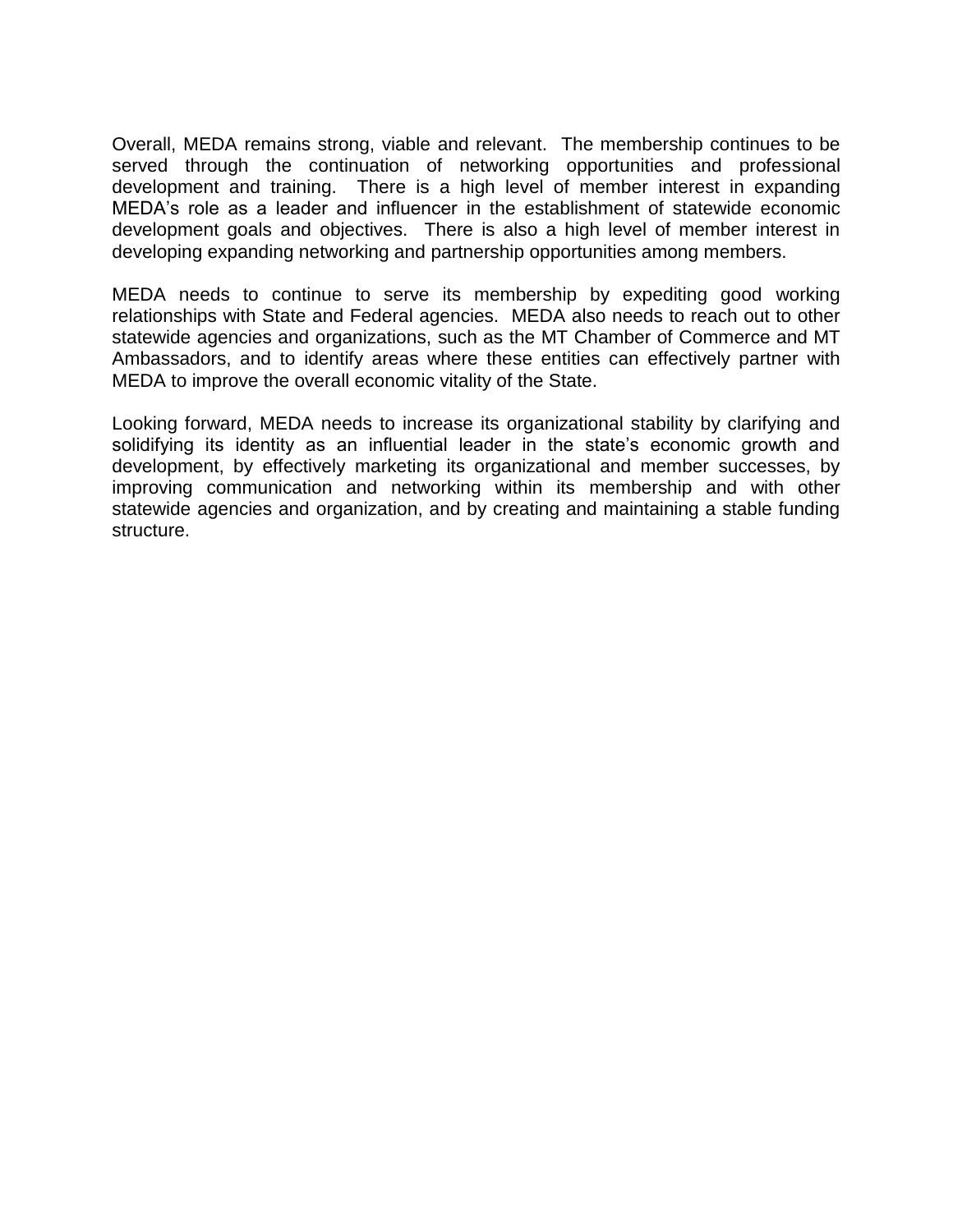Overall, MEDA remains strong, viable and relevant. The membership continues to be served through the continuation of networking opportunities and professional development and training. There is a high level of member interest in expanding MEDA's role as a leader and influencer in the establishment of statewide economic development goals and objectives. There is also a high level of member interest in developing expanding networking and partnership opportunities among members.

MEDA needs to continue to serve its membership by expediting good working relationships with State and Federal agencies. MEDA also needs to reach out to other statewide agencies and organizations, such as the MT Chamber of Commerce and MT Ambassadors, and to identify areas where these entities can effectively partner with MEDA to improve the overall economic vitality of the State.

Looking forward, MEDA needs to increase its organizational stability by clarifying and solidifying its identity as an influential leader in the state's economic growth and development, by effectively marketing its organizational and member successes, by improving communication and networking within its membership and with other statewide agencies and organization, and by creating and maintaining a stable funding structure.